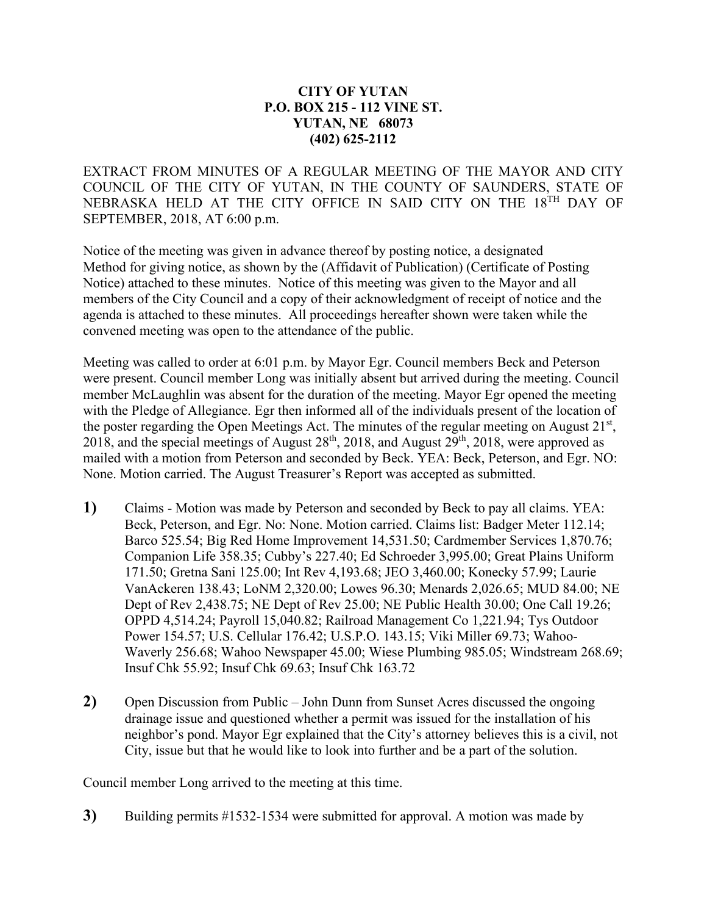**CITY OF YUTAN**
**P.O. BOX 215 - 112 VINE ST.**
**YUTAN, NE 68073**
**(402) 625-2112**

EXTRACT FROM MINUTES OF A REGULAR MEETING OF THE MAYOR AND CITY COUNCIL OF THE CITY OF YUTAN, IN THE COUNTY OF SAUNDERS, STATE OF NEBRASKA HELD AT THE CITY OFFICE IN SAID CITY ON THE 18TH DAY OF SEPTEMBER, 2018, AT 6:00 p.m.

Notice of the meeting was given in advance thereof by posting notice, a designated Method for giving notice, as shown by the (Affidavit of Publication) (Certificate of Posting Notice) attached to these minutes. Notice of this meeting was given to the Mayor and all members of the City Council and a copy of their acknowledgment of receipt of notice and the agenda is attached to these minutes. All proceedings hereafter shown were taken while the convened meeting was open to the attendance of the public.

Meeting was called to order at 6:01 p.m. by Mayor Egr. Council members Beck and Peterson were present. Council member Long was initially absent but arrived during the meeting. Council member McLaughlin was absent for the duration of the meeting. Mayor Egr opened the meeting with the Pledge of Allegiance. Egr then informed all of the individuals present of the location of the poster regarding the Open Meetings Act. The minutes of the regular meeting on August 21st, 2018, and the special meetings of August 28th, 2018, and August 29th, 2018, were approved as mailed with a motion from Peterson and seconded by Beck. YEA: Beck, Peterson, and Egr. NO: None. Motion carried. The August Treasurer's Report was accepted as submitted.

**1)** Claims - Motion was made by Peterson and seconded by Beck to pay all claims. YEA: Beck, Peterson, and Egr. No: None. Motion carried. Claims list: Badger Meter 112.14; Barco 525.54; Big Red Home Improvement 14,531.50; Cardmember Services 1,870.76; Companion Life 358.35; Cubby's 227.40; Ed Schroeder 3,995.00; Great Plains Uniform 171.50; Gretna Sani 125.00; Int Rev 4,193.68; JEO 3,460.00; Konecky 57.99; Laurie VanAckeren 138.43; LoNM 2,320.00; Lowes 96.30; Menards 2,026.65; MUD 84.00; NE Dept of Rev 2,438.75; NE Dept of Rev 25.00; NE Public Health 30.00; One Call 19.26; OPPD 4,514.24; Payroll 15,040.82; Railroad Management Co 1,221.94; Tys Outdoor Power 154.57; U.S. Cellular 176.42; U.S.P.O. 143.15; Viki Miller 69.73; Wahoo-Waverly 256.68; Wahoo Newspaper 45.00; Wiese Plumbing 985.05; Windstream 268.69; Insuf Chk 55.92; Insuf Chk 69.63; Insuf Chk 163.72

**2)** Open Discussion from Public – John Dunn from Sunset Acres discussed the ongoing drainage issue and questioned whether a permit was issued for the installation of his neighbor's pond. Mayor Egr explained that the City's attorney believes this is a civil, not City, issue but that he would like to look into further and be a part of the solution.

Council member Long arrived to the meeting at this time.

**3)** Building permits #1532-1534 were submitted for approval. A motion was made by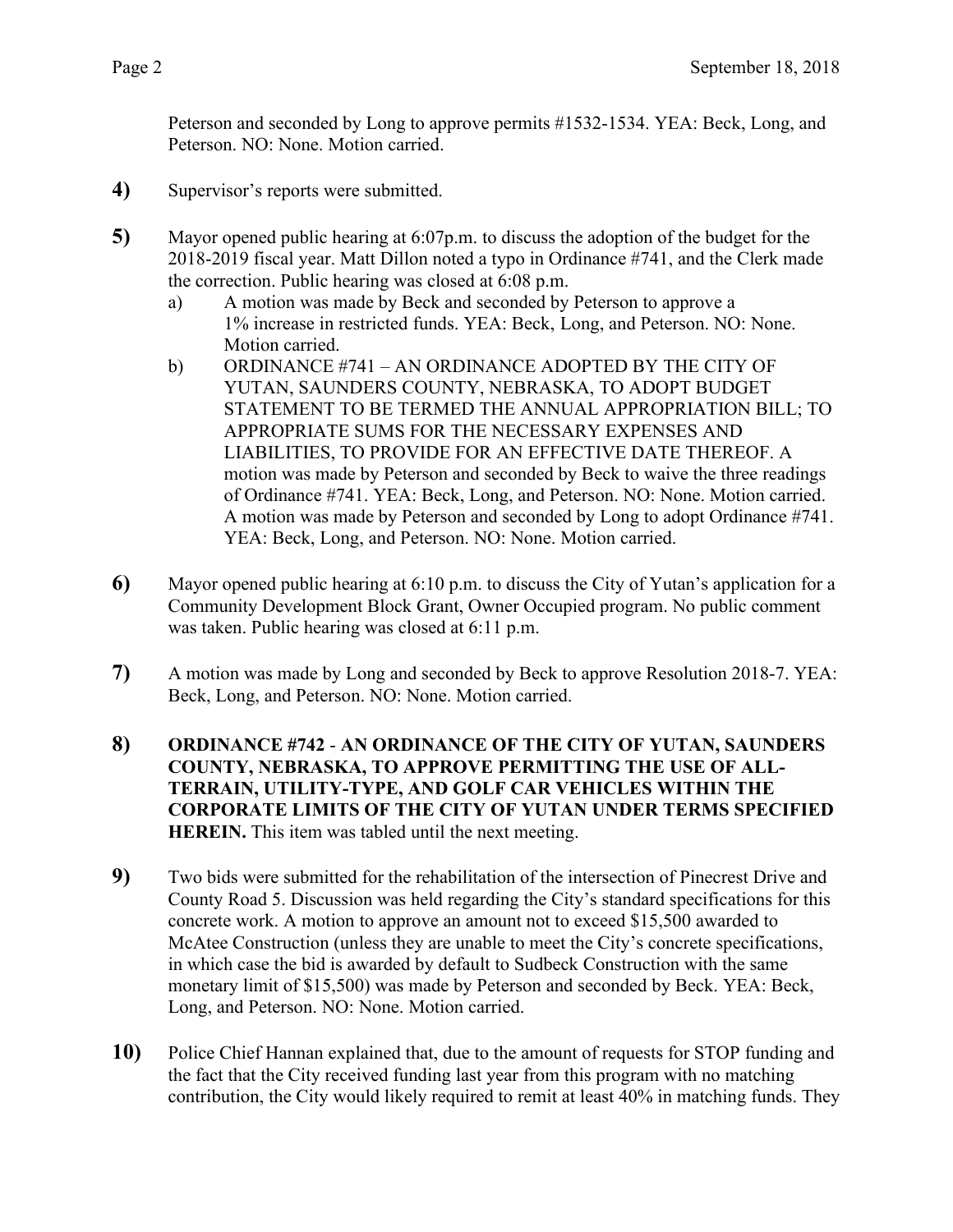Peterson and seconded by Long to approve permits #1532-1534. YEA: Beck, Long, and Peterson. NO: None. Motion carried.

**4)** Supervisor's reports were submitted.

**5)** Mayor opened public hearing at 6:07p.m. to discuss the adoption of the budget for the 2018-2019 fiscal year. Matt Dillon noted a typo in Ordinance #741, and the Clerk made the correction. Public hearing was closed at 6:08 p.m.

  a) A motion was made by Beck and seconded by Peterson to approve a 1% increase in restricted funds. YEA: Beck, Long, and Peterson. NO: None. Motion carried.

  b) ORDINANCE #741 – AN ORDINANCE ADOPTED BY THE CITY OF YUTAN, SAUNDERS COUNTY, NEBRASKA, TO ADOPT BUDGET STATEMENT TO BE TERMED THE ANNUAL APPROPRIATION BILL; TO APPROPRIATE SUMS FOR THE NECESSARY EXPENSES AND LIABILITIES, TO PROVIDE FOR AN EFFECTIVE DATE THEREOF. A motion was made by Peterson and seconded by Beck to waive the three readings of Ordinance #741. YEA: Beck, Long, and Peterson. NO: None. Motion carried. A motion was made by Peterson and seconded by Long to adopt Ordinance #741. YEA: Beck, Long, and Peterson. NO: None. Motion carried.

**6)** Mayor opened public hearing at 6:10 p.m. to discuss the City of Yutan's application for a Community Development Block Grant, Owner Occupied program. No public comment was taken. Public hearing was closed at 6:11 p.m.

**7)** A motion was made by Long and seconded by Beck to approve Resolution 2018-7. YEA: Beck, Long, and Peterson. NO: None. Motion carried.

**8)** **ORDINANCE #742 - AN ORDINANCE OF THE CITY OF YUTAN, SAUNDERS COUNTY, NEBRASKA, TO APPROVE PERMITTING THE USE OF ALL-TERRAIN, UTILITY-TYPE, AND GOLF CAR VEHICLES WITHIN THE CORPORATE LIMITS OF THE CITY OF YUTAN UNDER TERMS SPECIFIED HEREIN.** This item was tabled until the next meeting.

**9)** Two bids were submitted for the rehabilitation of the intersection of Pinecrest Drive and County Road 5. Discussion was held regarding the City's standard specifications for this concrete work. A motion to approve an amount not to exceed $15,500 awarded to McAtee Construction (unless they are unable to meet the City's concrete specifications, in which case the bid is awarded by default to Sudbeck Construction with the same monetary limit of $15,500) was made by Peterson and seconded by Beck. YEA: Beck, Long, and Peterson. NO: None. Motion carried.

**10)** Police Chief Hannan explained that, due to the amount of requests for STOP funding and the fact that the City received funding last year from this program with no matching contribution, the City would likely required to remit at least 40% in matching funds. They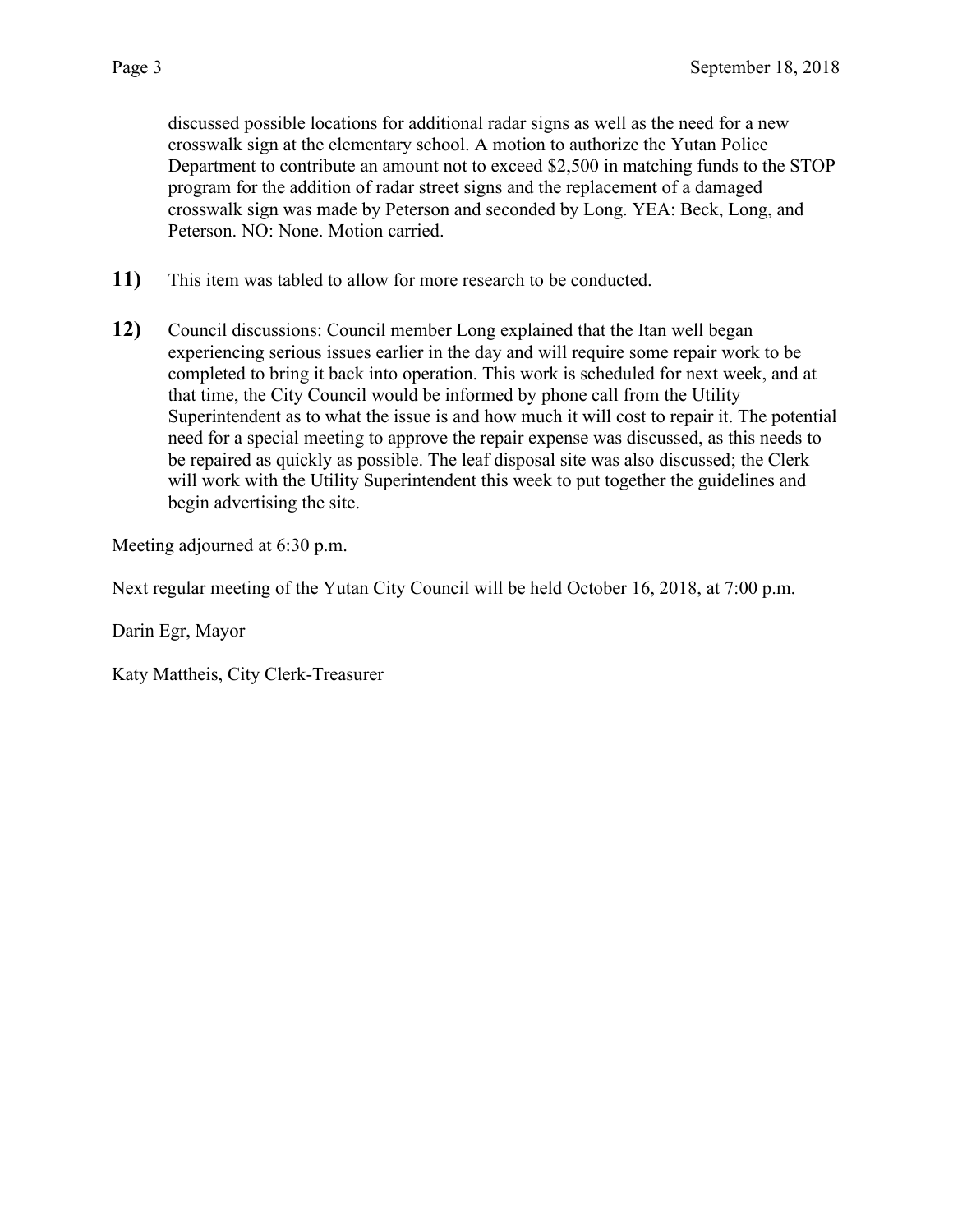discussed possible locations for additional radar signs as well as the need for a new crosswalk sign at the elementary school. A motion to authorize the Yutan Police Department to contribute an amount not to exceed $2,500 in matching funds to the STOP program for the addition of radar street signs and the replacement of a damaged crosswalk sign was made by Peterson and seconded by Long. YEA: Beck, Long, and Peterson. NO: None. Motion carried.

**11)** This item was tabled to allow for more research to be conducted.

**12)** Council discussions: Council member Long explained that the Itan well began experiencing serious issues earlier in the day and will require some repair work to be completed to bring it back into operation. This work is scheduled for next week, and at that time, the City Council would be informed by phone call from the Utility Superintendent as to what the issue is and how much it will cost to repair it. The potential need for a special meeting to approve the repair expense was discussed, as this needs to be repaired as quickly as possible. The leaf disposal site was also discussed; the Clerk will work with the Utility Superintendent this week to put together the guidelines and begin advertising the site.

Meeting adjourned at 6:30 p.m.

Next regular meeting of the Yutan City Council will be held October 16, 2018, at 7:00 p.m.

Darin Egr, Mayor

Katy Mattheis, City Clerk-Treasurer